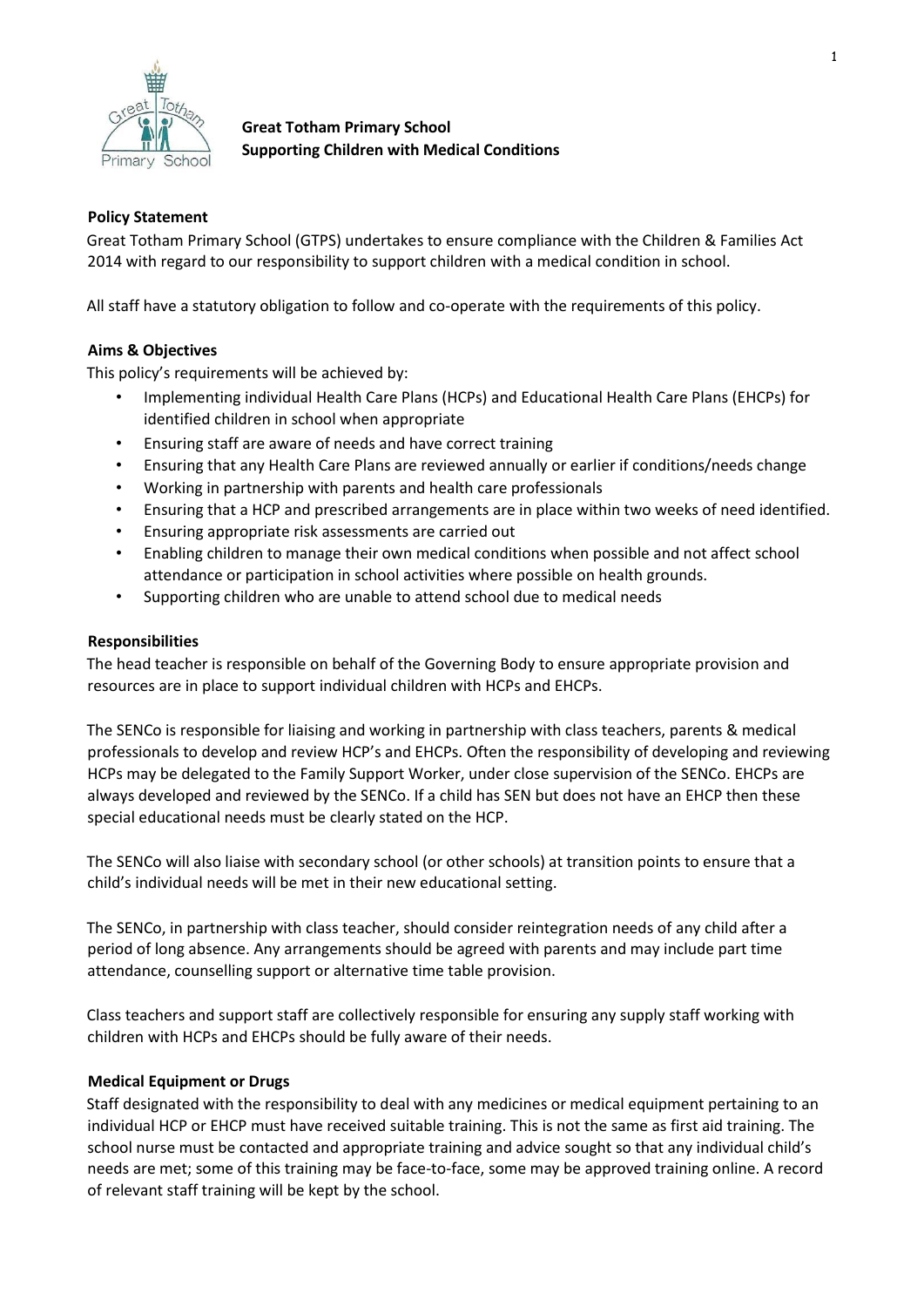# Great Totham Primary School
## Supporting Children with Medical Conditions

### Policy Statement

Great Totham Primary School (GTPS) undertakes to ensure compliance with the Children & Families Act 2014 with regard to our responsibility to support children with a medical condition in school.

All staff have a statutory obligation to follow and co-operate with the requirements of this policy.

### Aims & Objectives

This policy's requirements will be achieved by:

- Implementing individual Health Care Plans (HCPs) and Educational Health Care Plans (EHCPs) for identified children in school when appropriate
- Ensuring staff are aware of needs and have correct training
- Ensuring that any Health Care Plans are reviewed annually or earlier if conditions/needs change
- Working in partnership with parents and health care professionals
- Ensuring that a HCP and prescribed arrangements are in place within two weeks of need identified.
- Ensuring appropriate risk assessments are carried out
- Enabling children to manage their own medical conditions when possible and not affect school attendance or participation in school activities where possible on health grounds.
- Supporting children who are unable to attend school due to medical needs

### Responsibilities

The head teacher is responsible on behalf of the Governing Body to ensure appropriate provision and resources are in place to support individual children with HCPs and EHCPs.

The SENCo is responsible for liaising and working in partnership with class teachers, parents & medical professionals to develop and review HCP's and EHCPs. Often the responsibility of developing and reviewing HCPs may be delegated to the Family Support Worker, under close supervision of the SENCo. EHCPs are always developed and reviewed by the SENCo. If a child has SEN but does not have an EHCP then these special educational needs must be clearly stated on the HCP.

The SENCo will also liaise with secondary school (or other schools) at transition points to ensure that a child's individual needs will be met in their new educational setting.

The SENCo, in partnership with class teacher, should consider reintegration needs of any child after a period of long absence. Any arrangements should be agreed with parents and may include part time attendance, counselling support or alternative time table provision.

Class teachers and support staff are collectively responsible for ensuring any supply staff working with children with HCPs and EHCPs should be fully aware of their needs.

### Medical Equipment or Drugs

Staff designated with the responsibility to deal with any medicines or medical equipment pertaining to an individual HCP or EHCP must have received suitable training. This is not the same as first aid training. The school nurse must be contacted and appropriate training and advice sought so that any individual child's needs are met; some of this training may be face-to-face, some may be approved training online. A record of relevant staff training will be kept by the school.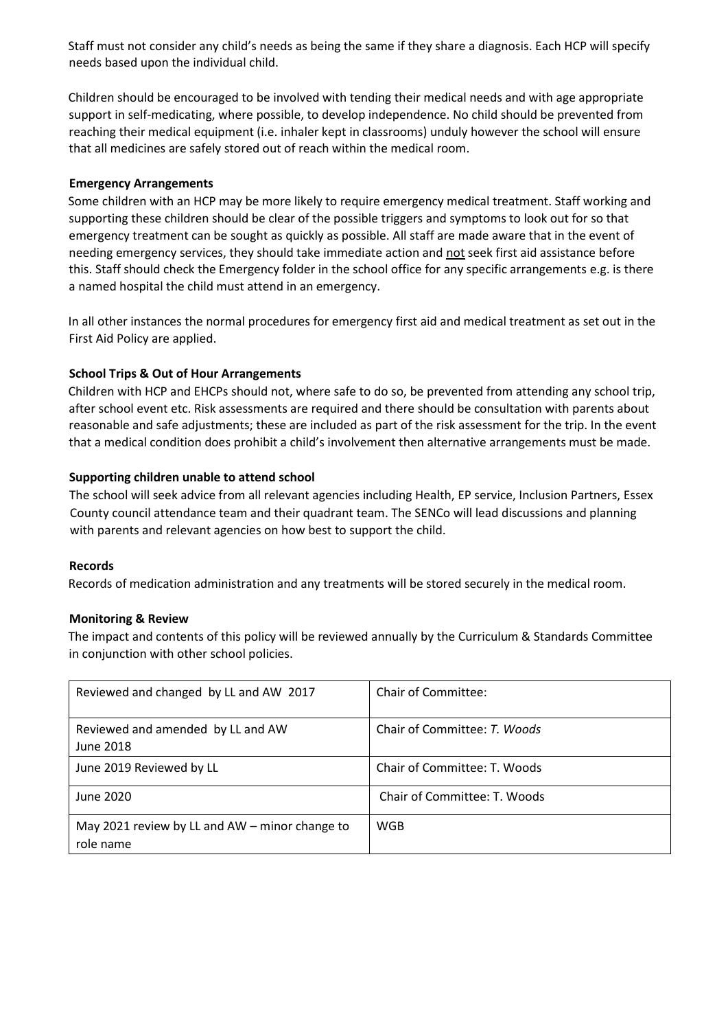Staff must not consider any child's needs as being the same if they share a diagnosis. Each HCP will specify needs based upon the individual child.

Children should be encouraged to be involved with tending their medical needs and with age appropriate support in self-medicating, where possible, to develop independence. No child should be prevented from reaching their medical equipment (i.e. inhaler kept in classrooms) unduly however the school will ensure that all medicines are safely stored out of reach within the medical room.

**Emergency Arrangements**

Some children with an HCP may be more likely to require emergency medical treatment. Staff working and supporting these children should be clear of the possible triggers and symptoms to look out for so that emergency treatment can be sought as quickly as possible. All staff are made aware that in the event of needing emergency services, they should take immediate action and not seek first aid assistance before this. Staff should check the Emergency folder in the school office for any specific arrangements e.g. is there a named hospital the child must attend in an emergency.

In all other instances the normal procedures for emergency first aid and medical treatment as set out in the First Aid Policy are applied.

**School Trips & Out of Hour Arrangements**

Children with HCP and EHCPs should not, where safe to do so, be prevented from attending any school trip, after school event etc. Risk assessments are required and there should be consultation with parents about reasonable and safe adjustments; these are included as part of the risk assessment for the trip. In the event that a medical condition does prohibit a child's involvement then alternative arrangements must be made.

**Supporting children unable to attend school**

The school will seek advice from all relevant agencies including Health, EP service, Inclusion Partners, Essex County council attendance team and their quadrant team. The SENCo will lead discussions and planning with parents and relevant agencies on how best to support the child.

**Records**

Records of medication administration and any treatments will be stored securely in the medical room.

**Monitoring & Review**

The impact and contents of this policy will be reviewed annually by the Curriculum & Standards Committee in conjunction with other school policies.

| | |
|---|---|
| Reviewed and changed by LL and AW 2017 | Chair of Committee: |
| Reviewed and amended by LL and AW June 2018 | Chair of Committee: *T. Woods* |
| June 2019 Reviewed by LL | Chair of Committee: T. Woods |
| June 2020 | Chair of Committee: T. Woods |
| May 2021 review by LL and AW – minor change to role name | WGB |